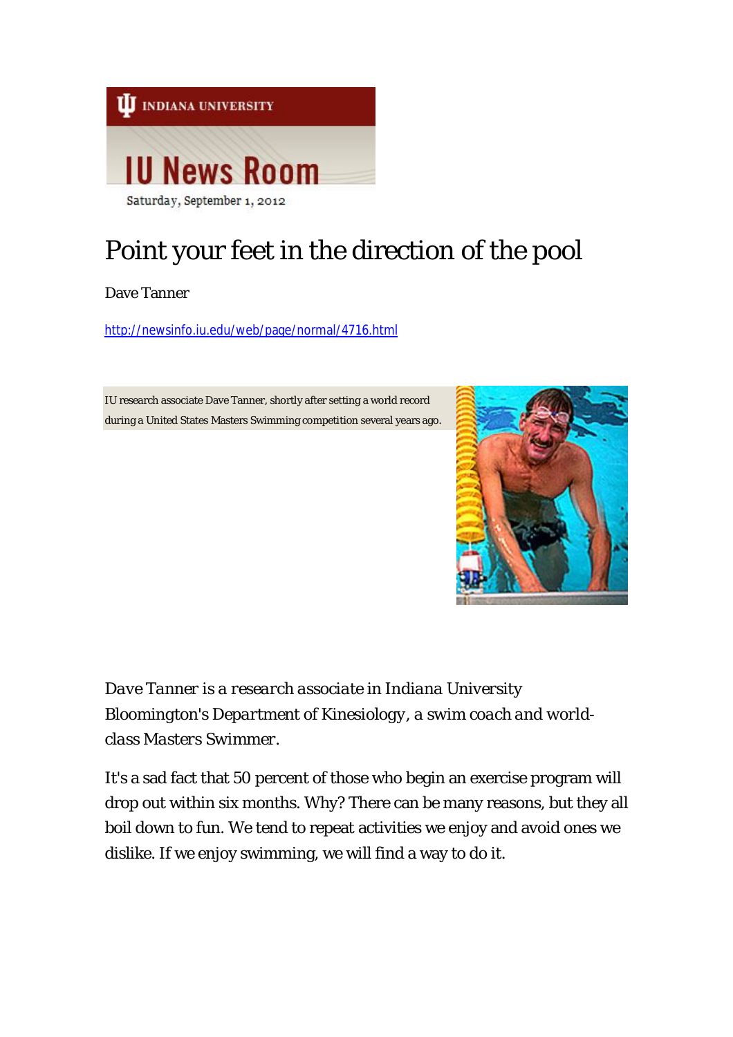INDIANA UNIVERSITY

IU News Room

Saturday, September 1, 2012

# Point your feet in the direction of the pool

Dave Tanner

http://newsinfo.iu.edu/web/page/normal/4716.html

IU research associate Dave Tanner, shortly after setting a world record during a United States Masters Swimming competition several years ago.

*Dave Tanner is a research associate in Indiana University Bloomington's Department of Kinesiology, a swim coach and world-class Masters Swimmer.*

It's a sad fact that 50 percent of those who begin an exercise program will drop out within six months. Why? There can be many reasons, but they all boil down to fun. We tend to repeat activities we enjoy and avoid ones we dislike. If we enjoy swimming, we will find a way to do it.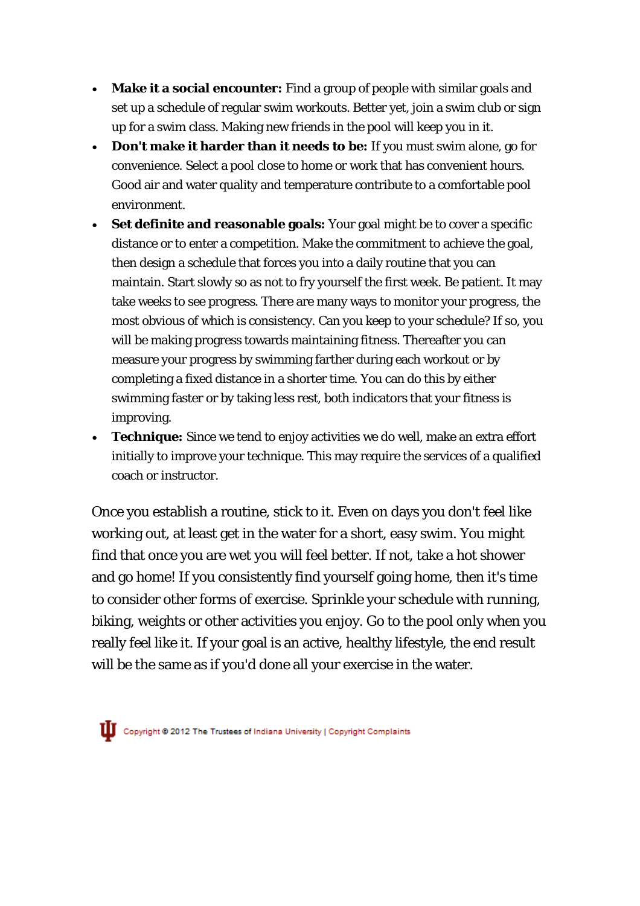- **Make it a social encounter:** Find a group of people with similar goals and set up a schedule of regular swim workouts. Better yet, join a swim club or sign up for a swim class. Making new friends in the pool will keep you in it.
- **Don't make it harder than it needs to be:** If you must swim alone, go for convenience. Select a pool close to home or work that has convenient hours. Good air and water quality and temperature contribute to a comfortable pool environment.
- **Set definite and reasonable goals:** Your goal might be to cover a specific distance or to enter a competition. Make the commitment to achieve the goal, then design a schedule that forces you into a daily routine that you can maintain. Start slowly so as not to fry yourself the first week. Be patient. It may take weeks to see progress. There are many ways to monitor your progress, the most obvious of which is consistency. Can you keep to your schedule? If so, you will be making progress towards maintaining fitness. Thereafter you can measure your progress by swimming farther during each workout or by completing a fixed distance in a shorter time. You can do this by either swimming faster or by taking less rest, both indicators that your fitness is improving.
- **Technique:** Since we tend to enjoy activities we do well, make an extra effort initially to improve your technique. This may require the services of a qualified coach or instructor.

Once you establish a routine, stick to it. Even on days you don't feel like working out, at least get in the water for a short, easy swim. You might find that once you are wet you will feel better. If not, take a hot shower and go home! If you consistently find yourself going home, then it's time to consider other forms of exercise. Sprinkle your schedule with running, biking, weights or other activities you enjoy. Go to the pool only when you really feel like it. If your goal is an active, healthy lifestyle, the end result will be the same as if you'd done all your exercise in the water.

Copyright © 2012 The Trustees of Indiana University | Copyright Complaints